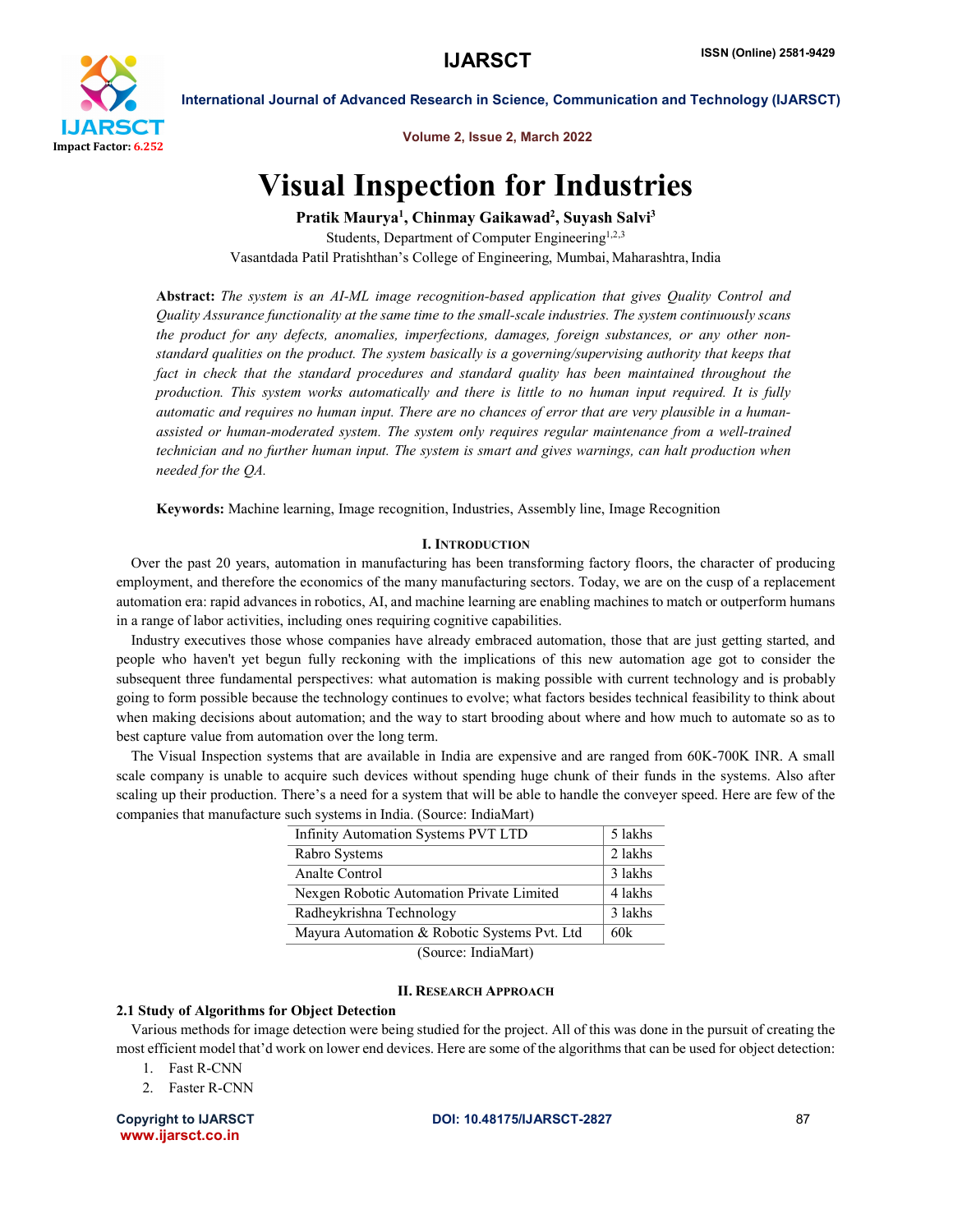# Visual Inspection for Industries

**Pratik Maurya[1], Chinmay Gaikawad[2], Suyash Salvi[3]**

Students, Department of Computer Engineering[1,2,3]

Vasantdada Patil Pratishthan's College of Engineering, Mumbai, Maharashtra, India

**Abstract:** *The system is an AI-ML image recognition-based application that gives Quality Control and Quality Assurance functionality at the same time to the small-scale industries. The system continuously scans the product for any defects, anomalies, imperfections, damages, foreign substances, or any other non-standard qualities on the product. The system basically is a governing/supervising authority that keeps that fact in check that the standard procedures and standard quality has been maintained throughout the production. This system works automatically and there is little to no human input required. It is fully automatic and requires no human input. There are no chances of error that are very plausible in a human-assisted or human-moderated system. The system only requires regular maintenance from a well-trained technician and no further human input. The system is smart and gives warnings, can halt production when needed for the QA.*

**Keywords:** Machine learning, Image recognition, Industries, Assembly line, Image Recognition

## I. Introduction

Over the past 20 years, automation in manufacturing has been transforming factory floors, the character of producing employment, and therefore the economics of the many manufacturing sectors. Today, we are on the cusp of a replacement automation era: rapid advances in robotics, AI, and machine learning are enabling machines to match or outperform humans in a range of labor activities, including ones requiring cognitive capabilities.

Industry executives those whose companies have already embraced automation, those that are just getting started, and people who haven't yet begun fully reckoning with the implications of this new automation age got to consider the subsequent three fundamental perspectives: what automation is making possible with current technology and is probably going to form possible because the technology continues to evolve; what factors besides technical feasibility to think about when making decisions about automation; and the way to start brooding about where and how much to automate so as to best capture value from automation over the long term.

The Visual Inspection systems that are available in India are expensive and are ranged from 60K-700K INR. A small scale company is unable to acquire such devices without spending huge chunk of their funds in the systems. Also after scaling up their production. There's a need for a system that will be able to handle the conveyer speed. Here are few of the companies that manufacture such systems in India. (Source: IndiaMart)

| Company | Price |
| --- | --- |
| Infinity Automation Systems PVT LTD | 5 lakhs |
| Rabro Systems | 2 lakhs |
| Analte Control | 3 lakhs |
| Nexgen Robotic Automation Private Limited | 4 lakhs |
| Radheykrishna Technology | 3 lakhs |
| Mayura Automation & Robotic Systems Pvt. Ltd | 60k |

(Source: IndiaMart)

## II. Research Approach

### 2.1 Study of Algorithms for Object Detection

Various methods for image detection were being studied for the project. All of this was done in the pursuit of creating the most efficient model that'd work on lower end devices. Here are some of the algorithms that can be used for object detection:

1. Fast R-CNN
2. Faster R-CNN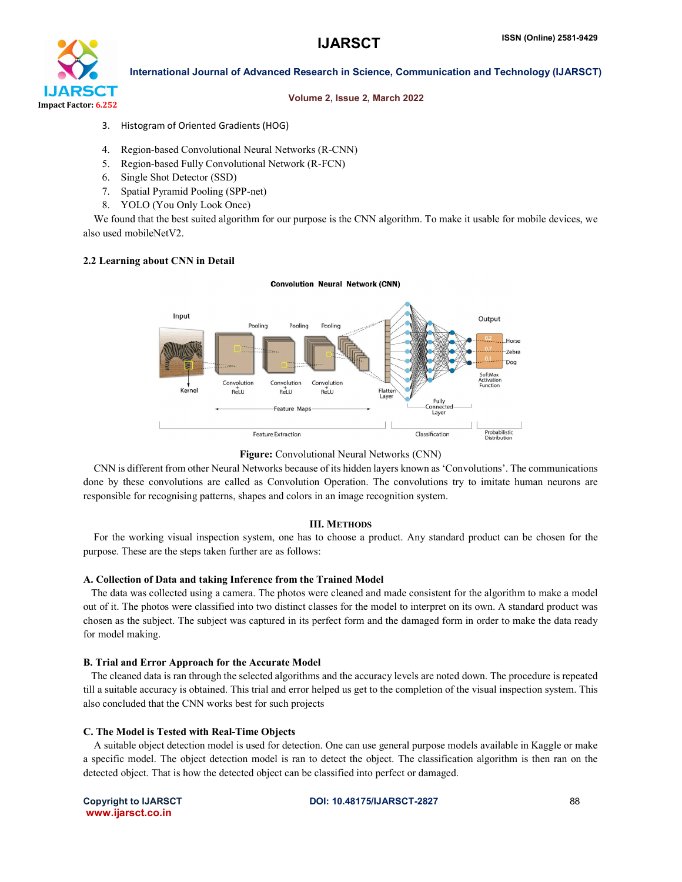3. Histogram of Oriented Gradients (HOG)
4. Region-based Convolutional Neural Networks (R-CNN)
5. Region-based Fully Convolutional Network (R-FCN)
6. Single Shot Detector (SSD)
7. Spatial Pyramid Pooling (SPP-net)
8. YOLO (You Only Look Once)

We found that the best suited algorithm for our purpose is the CNN algorithm. To make it usable for mobile devices, we also used mobileNetV2.

### 2.2 Learning about CNN in Detail

**Figure:** Convolutional Neural Networks (CNN)

CNN is different from other Neural Networks because of its hidden layers known as 'Convolutions'. The communications done by these convolutions are called as Convolution Operation. The convolutions try to imitate human neurons are responsible for recognising patterns, shapes and colors in an image recognition system.

## III. Methods

For the working visual inspection system, one has to choose a product. Any standard product can be chosen for the purpose. These are the steps taken further are as follows:

### A. Collection of Data and taking Inference from the Trained Model

The data was collected using a camera. The photos were cleaned and made consistent for the algorithm to make a model out of it. The photos were classified into two distinct classes for the model to interpret on its own. A standard product was chosen as the subject. The subject was captured in its perfect form and the damaged form in order to make the data ready for model making.

### B. Trial and Error Approach for the Accurate Model

The cleaned data is ran through the selected algorithms and the accuracy levels are noted down. The procedure is repeated till a suitable accuracy is obtained. This trial and error helped us get to the completion of the visual inspection system. This also concluded that the CNN works best for such projects

### C. The Model is Tested with Real-Time Objects

A suitable object detection model is used for detection. One can use general purpose models available in Kaggle or make a specific model. The object detection model is ran to detect the object. The classification algorithm is then ran on the detected object. That is how the detected object can be classified into perfect or damaged.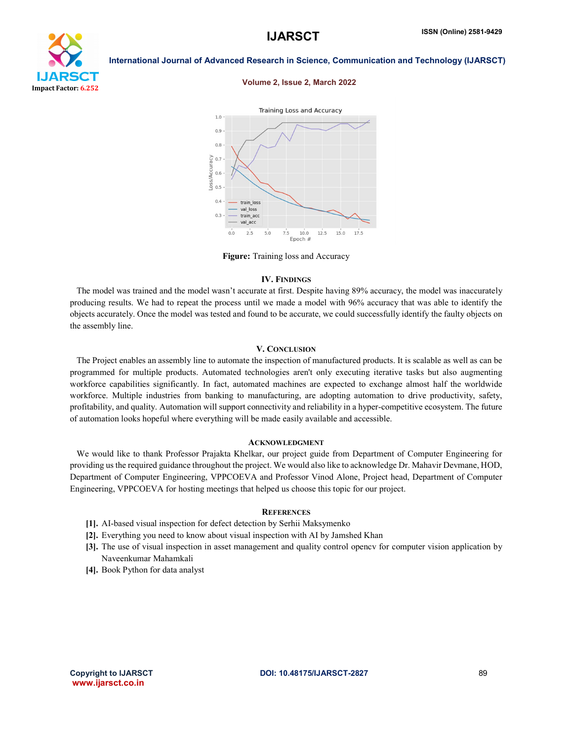Training Loss and Accuracy

1.0
0.9
0.8
0.7
0.6
0.5
0.4
0.3

Loss/Accuracy

train_loss
val_loss
train_acc
val_acc

0.0 2.5 5.0 7.5 10.0 12.5 15.0 17.5

Epoch #

**Figure:** Training loss and Accuracy

## IV. Findings

The model was trained and the model wasn't accurate at first. Despite having 89% accuracy, the model was inaccurately producing results. We had to repeat the process until we made a model with 96% accuracy that was able to identify the objects accurately. Once the model was tested and found to be accurate, we could successfully identify the faulty objects on the assembly line.

## V. Conclusion

The Project enables an assembly line to automate the inspection of manufactured products. It is scalable as well as can be programmed for multiple products. Automated technologies aren't only executing iterative tasks but also augmenting workforce capabilities significantly. In fact, automated machines are expected to exchange almost half the worldwide workforce. Multiple industries from banking to manufacturing, are adopting automation to drive productivity, safety, profitability, and quality. Automation will support connectivity and reliability in a hyper-competitive ecosystem. The future of automation looks hopeful where everything will be made easily available and accessible.

## Acknowledgment

We would like to thank Professor Prajakta Khelkar, our project guide from Department of Computer Engineering for providing us the required guidance throughout the project. We would also like to acknowledge Dr. Mahavir Devmane, HOD, Department of Computer Engineering, VPPCOEVA and Professor Vinod Alone, Project head, Department of Computer Engineering, VPPCOEVA for hosting meetings that helped us choose this topic for our project.

## References

- **[1].** AI-based visual inspection for defect detection by Serhii Maksymenko
- **[2].** Everything you need to know about visual inspection with AI by Jamshed Khan
- **[3].** The use of visual inspection in asset management and quality control opencv for computer vision application by Naveenkumar Mahamkali
- **[4].** Book Python for data analyst